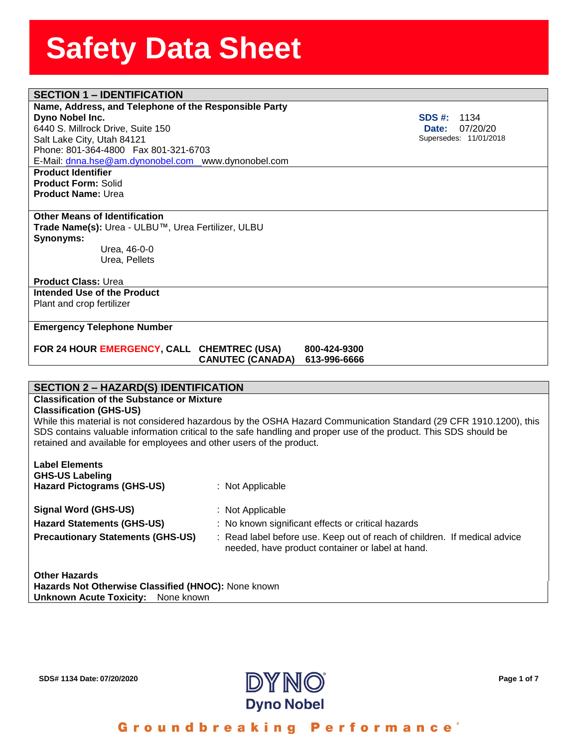# Safety Data Sheet

## SECTION 1 – IDENTIFICATION

**Name, Address, and Telephone of the Responsible Party**

**Dyno Nobel Inc.**
6440 S. Millrock Drive, Suite 150
Salt Lake City, Utah 84121
Phone: 801-364-4800 Fax 801-321-6703
E-Mail: dnna.hse@am.dynonobel.com www.dynonobel.com

**SDS #:** 1134
**Date:** 07/20/20
Supersedes: 11/01/2018

**Product Identifier**
**Product Form:** Solid
**Product Name:** Urea

**Other Means of Identification**
**Trade Name(s):** Urea - ULBU™, Urea Fertilizer, ULBU
**Synonyms:**
Urea, 46-0-0
Urea, Pellets

**Product Class:** Urea

**Intended Use of the Product**
Plant and crop fertilizer

**Emergency Telephone Number**

**FOR 24 HOUR EMERGENCY, CALL CHEMTREC (USA) 800-424-9300**
**CANUTEC (CANADA) 613-996-6666**

## SECTION 2 – HAZARD(S) IDENTIFICATION

**Classification of the Substance or Mixture**
**Classification (GHS-US)**
While this material is not considered hazardous by the OSHA Hazard Communication Standard (29 CFR 1910.1200), this SDS contains valuable information critical to the safe handling and proper use of the product. This SDS should be retained and available for employees and other users of the product.

**Label Elements**
**GHS-US Labeling**

**Hazard Pictograms (GHS-US)** : Not Applicable

**Signal Word (GHS-US)** : Not Applicable

**Hazard Statements (GHS-US)** : No known significant effects or critical hazards

**Precautionary Statements (GHS-US)** : Read label before use. Keep out of reach of children. If medical advice needed, have product container or label at hand.

**Other Hazards**
**Hazards Not Otherwise Classified (HNOC):** None known
**Unknown Acute Toxicity:** None known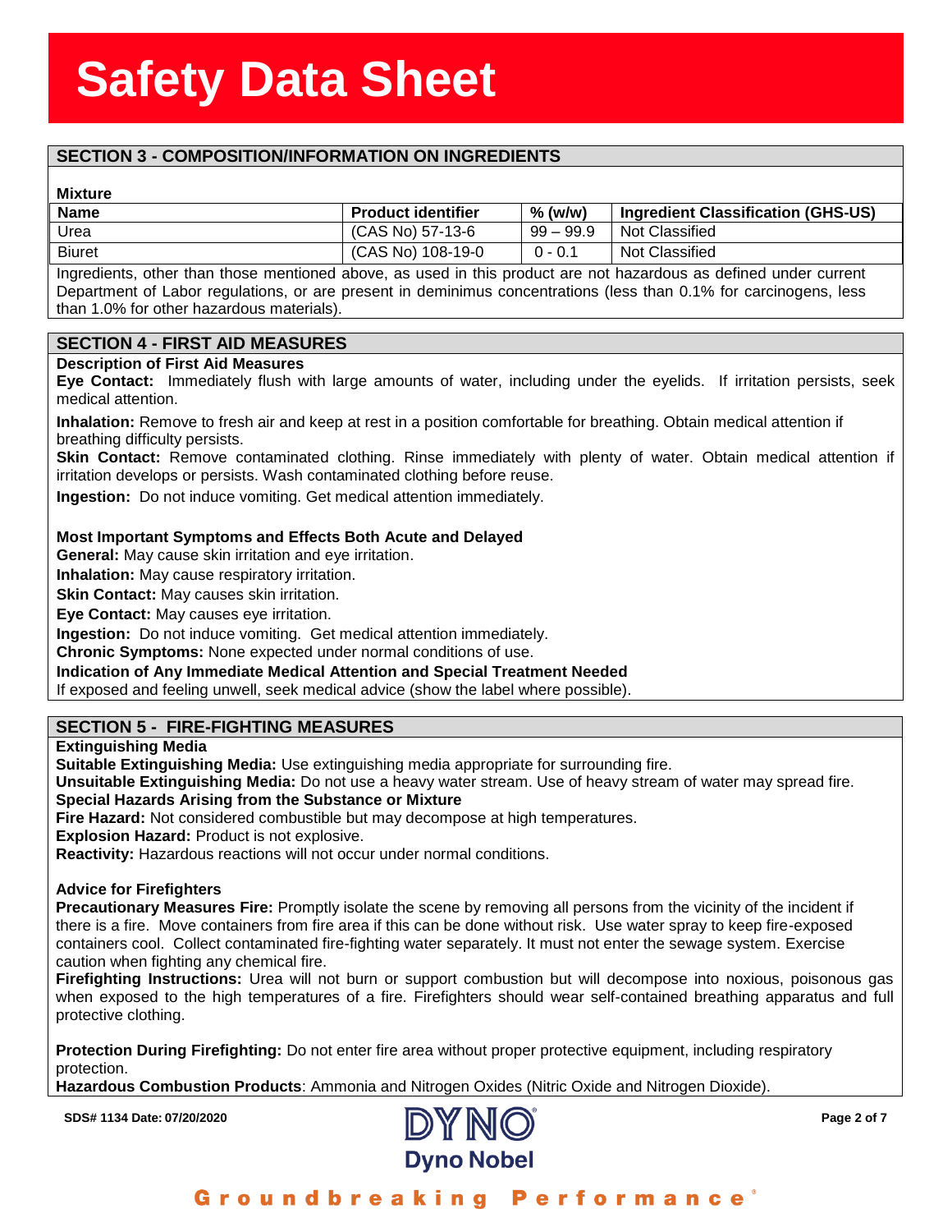## SECTION 3 - COMPOSITION/INFORMATION ON INGREDIENTS

**Mixture**

| Name | Product identifier | % (w/w) | Ingredient Classification (GHS-US) |
|---|---|---|---|
| Urea | (CAS No) 57-13-6 | 99 – 99.9 | Not Classified |
| Biuret | (CAS No) 108-19-0 | 0 - 0.1 | Not Classified |

Ingredients, other than those mentioned above, as used in this product are not hazardous as defined under current Department of Labor regulations, or are present in deminimus concentrations (less than 0.1% for carcinogens, less than 1.0% for other hazardous materials).

## SECTION 4 - FIRST AID MEASURES

**Description of First Aid Measures**

**Eye Contact:** Immediately flush with large amounts of water, including under the eyelids. If irritation persists, seek medical attention.

**Inhalation:** Remove to fresh air and keep at rest in a position comfortable for breathing. Obtain medical attention if breathing difficulty persists.

**Skin Contact:** Remove contaminated clothing. Rinse immediately with plenty of water. Obtain medical attention if irritation develops or persists. Wash contaminated clothing before reuse.

**Ingestion:** Do not induce vomiting. Get medical attention immediately.

**Most Important Symptoms and Effects Both Acute and Delayed**

**General:** May cause skin irritation and eye irritation.

**Inhalation:** May cause respiratory irritation.

**Skin Contact:** May causes skin irritation.

**Eye Contact:** May causes eye irritation.

**Ingestion:** Do not induce vomiting. Get medical attention immediately.

**Chronic Symptoms:** None expected under normal conditions of use.

**Indication of Any Immediate Medical Attention and Special Treatment Needed**

If exposed and feeling unwell, seek medical advice (show the label where possible).

## SECTION 5 - FIRE-FIGHTING MEASURES

**Extinguishing Media**

**Suitable Extinguishing Media:** Use extinguishing media appropriate for surrounding fire.

**Unsuitable Extinguishing Media:** Do not use a heavy water stream. Use of heavy stream of water may spread fire.

**Special Hazards Arising from the Substance or Mixture**

**Fire Hazard:** Not considered combustible but may decompose at high temperatures.

**Explosion Hazard:** Product is not explosive.

**Reactivity:** Hazardous reactions will not occur under normal conditions.

**Advice for Firefighters**

**Precautionary Measures Fire:** Promptly isolate the scene by removing all persons from the vicinity of the incident if there is a fire. Move containers from fire area if this can be done without risk. Use water spray to keep fire-exposed containers cool. Collect contaminated fire-fighting water separately. It must not enter the sewage system. Exercise caution when fighting any chemical fire.

**Firefighting Instructions:** Urea will not burn or support combustion but will decompose into noxious, poisonous gas when exposed to the high temperatures of a fire. Firefighters should wear self-contained breathing apparatus and full protective clothing.

**Protection During Firefighting:** Do not enter fire area without proper protective equipment, including respiratory protection.

**Hazardous Combustion Products**: Ammonia and Nitrogen Oxides (Nitric Oxide and Nitrogen Dioxide).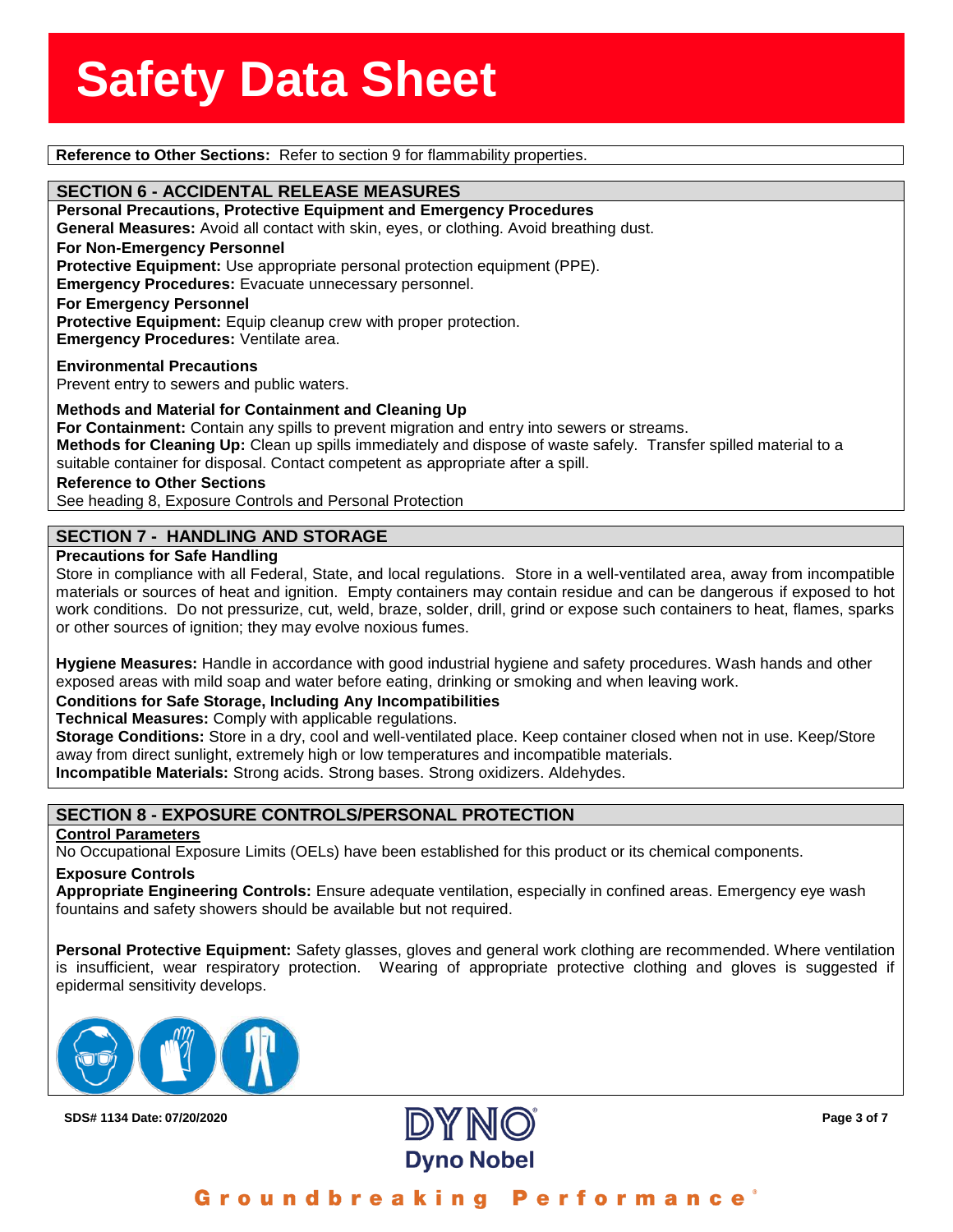**Reference to Other Sections:** Refer to section 9 for flammability properties.

## SECTION 6 - ACCIDENTAL RELEASE MEASURES

**Personal Precautions, Protective Equipment and Emergency Procedures**

**General Measures:** Avoid all contact with skin, eyes, or clothing. Avoid breathing dust.

**For Non-Emergency Personnel**

**Protective Equipment:** Use appropriate personal protection equipment (PPE).

**Emergency Procedures:** Evacuate unnecessary personnel.

**For Emergency Personnel**

**Protective Equipment:** Equip cleanup crew with proper protection.

**Emergency Procedures:** Ventilate area.

**Environmental Precautions**

Prevent entry to sewers and public waters.

**Methods and Material for Containment and Cleaning Up**

**For Containment:** Contain any spills to prevent migration and entry into sewers or streams.

**Methods for Cleaning Up:** Clean up spills immediately and dispose of waste safely. Transfer spilled material to a suitable container for disposal. Contact competent as appropriate after a spill.

**Reference to Other Sections**

See heading 8, Exposure Controls and Personal Protection

## SECTION 7 - HANDLING AND STORAGE

**Precautions for Safe Handling**

Store in compliance with all Federal, State, and local regulations. Store in a well-ventilated area, away from incompatible materials or sources of heat and ignition. Empty containers may contain residue and can be dangerous if exposed to hot work conditions. Do not pressurize, cut, weld, braze, solder, drill, grind or expose such containers to heat, flames, sparks or other sources of ignition; they may evolve noxious fumes.

**Hygiene Measures:** Handle in accordance with good industrial hygiene and safety procedures. Wash hands and other exposed areas with mild soap and water before eating, drinking or smoking and when leaving work.

**Conditions for Safe Storage, Including Any Incompatibilities**

**Technical Measures:** Comply with applicable regulations.

**Storage Conditions:** Store in a dry, cool and well-ventilated place. Keep container closed when not in use. Keep/Store away from direct sunlight, extremely high or low temperatures and incompatible materials.

**Incompatible Materials:** Strong acids. Strong bases. Strong oxidizers. Aldehydes.

## SECTION 8 - EXPOSURE CONTROLS/PERSONAL PROTECTION

**Control Parameters**

No Occupational Exposure Limits (OELs) have been established for this product or its chemical components.

**Exposure Controls**

**Appropriate Engineering Controls:** Ensure adequate ventilation, especially in confined areas. Emergency eye wash fountains and safety showers should be available but not required.

**Personal Protective Equipment:** Safety glasses, gloves and general work clothing are recommended. Where ventilation is insufficient, wear respiratory protection. Wearing of appropriate protective clothing and gloves is suggested if epidermal sensitivity develops.

SDS# 1134 Date: 07/20/2020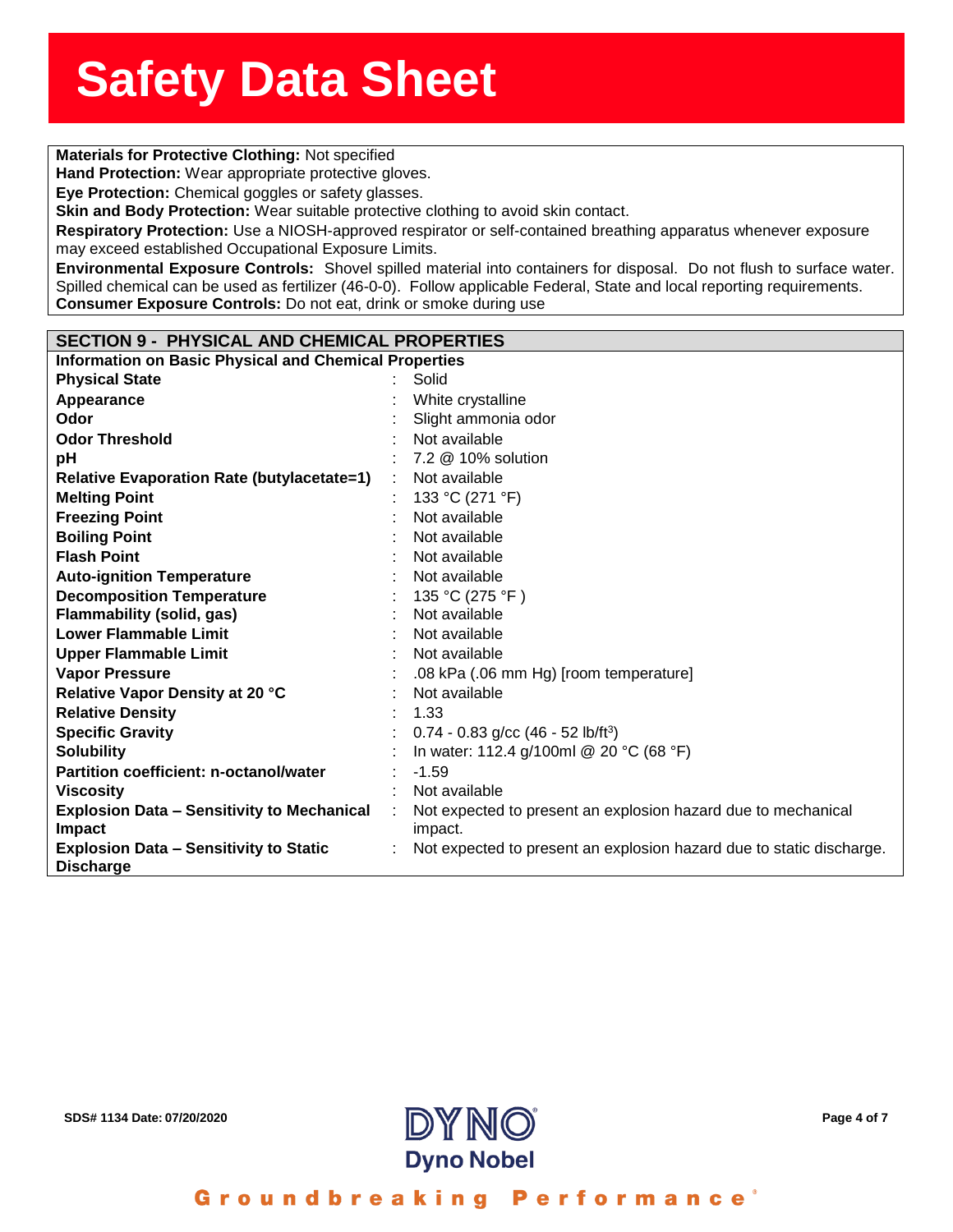**Materials for Protective Clothing:** Not specified

**Hand Protection:** Wear appropriate protective gloves.

**Eye Protection:** Chemical goggles or safety glasses.

**Skin and Body Protection:** Wear suitable protective clothing to avoid skin contact.

**Respiratory Protection:** Use a NIOSH-approved respirator or self-contained breathing apparatus whenever exposure may exceed established Occupational Exposure Limits.

**Environmental Exposure Controls:** Shovel spilled material into containers for disposal. Do not flush to surface water. Spilled chemical can be used as fertilizer (46-0-0). Follow applicable Federal, State and local reporting requirements.

**Consumer Exposure Controls:** Do not eat, drink or smoke during use

## SECTION 9 - PHYSICAL AND CHEMICAL PROPERTIES

**Information on Basic Physical and Chemical Properties**

| Property | Value |
|---|---|
| **Physical State** | Solid |
| **Appearance** | White crystalline |
| **Odor** | Slight ammonia odor |
| **Odor Threshold** | Not available |
| **pH** | 7.2 @ 10% solution |
| **Relative Evaporation Rate (butylacetate=1)** | Not available |
| **Melting Point** | 133 °C (271 °F) |
| **Freezing Point** | Not available |
| **Boiling Point** | Not available |
| **Flash Point** | Not available |
| **Auto-ignition Temperature** | Not available |
| **Decomposition Temperature** | 135 °C (275 °F ) |
| **Flammability (solid, gas)** | Not available |
| **Lower Flammable Limit** | Not available |
| **Upper Flammable Limit** | Not available |
| **Vapor Pressure** | .08 kPa (.06 mm Hg) [room temperature] |
| **Relative Vapor Density at 20 °C** | Not available |
| **Relative Density** | 1.33 |
| **Specific Gravity** | 0.74 - 0.83 g/cc (46 - 52 lb/ft$^3$) |
| **Solubility** | In water: 112.4 g/100ml @ 20 °C (68 °F) |
| **Partition coefficient: n-octanol/water** | -1.59 |
| **Viscosity** | Not available |
| **Explosion Data – Sensitivity to Mechanical Impact** | Not expected to present an explosion hazard due to mechanical impact. |
| **Explosion Data – Sensitivity to Static Discharge** | Not expected to present an explosion hazard due to static discharge. |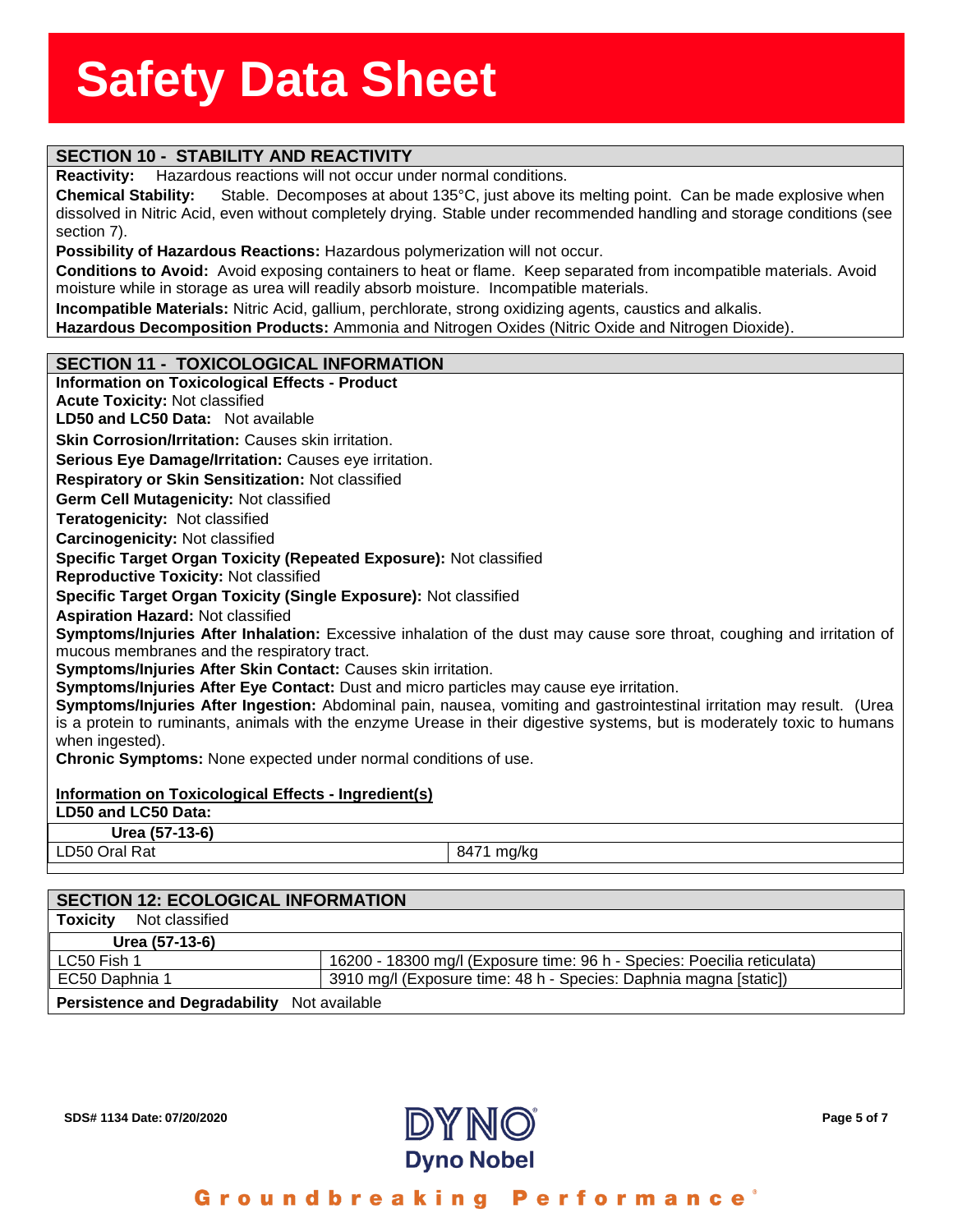## SECTION 10 - STABILITY AND REACTIVITY

**Reactivity:** Hazardous reactions will not occur under normal conditions.

**Chemical Stability:** Stable. Decomposes at about 135°C, just above its melting point. Can be made explosive when dissolved in Nitric Acid, even without completely drying. Stable under recommended handling and storage conditions (see section 7).

**Possibility of Hazardous Reactions:** Hazardous polymerization will not occur.

**Conditions to Avoid:** Avoid exposing containers to heat or flame. Keep separated from incompatible materials. Avoid moisture while in storage as urea will readily absorb moisture. Incompatible materials.

**Incompatible Materials:** Nitric Acid, gallium, perchlorate, strong oxidizing agents, caustics and alkalis.

**Hazardous Decomposition Products:** Ammonia and Nitrogen Oxides (Nitric Oxide and Nitrogen Dioxide).

## SECTION 11 - TOXICOLOGICAL INFORMATION

**Information on Toxicological Effects - Product**

**Acute Toxicity:** Not classified

**LD50 and LC50 Data:** Not available

**Skin Corrosion/Irritation:** Causes skin irritation.

**Serious Eye Damage/Irritation:** Causes eye irritation.

**Respiratory or Skin Sensitization:** Not classified

**Germ Cell Mutagenicity:** Not classified

**Teratogenicity:** Not classified

**Carcinogenicity:** Not classified

**Specific Target Organ Toxicity (Repeated Exposure):** Not classified

**Reproductive Toxicity:** Not classified

**Specific Target Organ Toxicity (Single Exposure):** Not classified

**Aspiration Hazard:** Not classified

**Symptoms/Injuries After Inhalation:** Excessive inhalation of the dust may cause sore throat, coughing and irritation of mucous membranes and the respiratory tract.

**Symptoms/Injuries After Skin Contact:** Causes skin irritation.

**Symptoms/Injuries After Eye Contact:** Dust and micro particles may cause eye irritation.

**Symptoms/Injuries After Ingestion:** Abdominal pain, nausea, vomiting and gastrointestinal irritation may result. (Urea is a protein to ruminants, animals with the enzyme Urease in their digestive systems, but is moderately toxic to humans when ingested).

**Chronic Symptoms:** None expected under normal conditions of use.

**Information on Toxicological Effects - Ingredient(s)**

**LD50 and LC50 Data:**

| **Urea (57-13-6)** | |
|---|---|
| LD50 Oral Rat | 8471 mg/kg |

## SECTION 12: ECOLOGICAL INFORMATION

**Toxicity** Not classified

| **Urea (57-13-6)** | |
|---|---|
| LC50 Fish 1 | 16200 - 18300 mg/l (Exposure time: 96 h - Species: Poecilia reticulata) |
| EC50 Daphnia 1 | 3910 mg/l (Exposure time: 48 h - Species: Daphnia magna [static]) |

**Persistence and Degradability** Not available

SDS# 1134 Date: 07/20/2020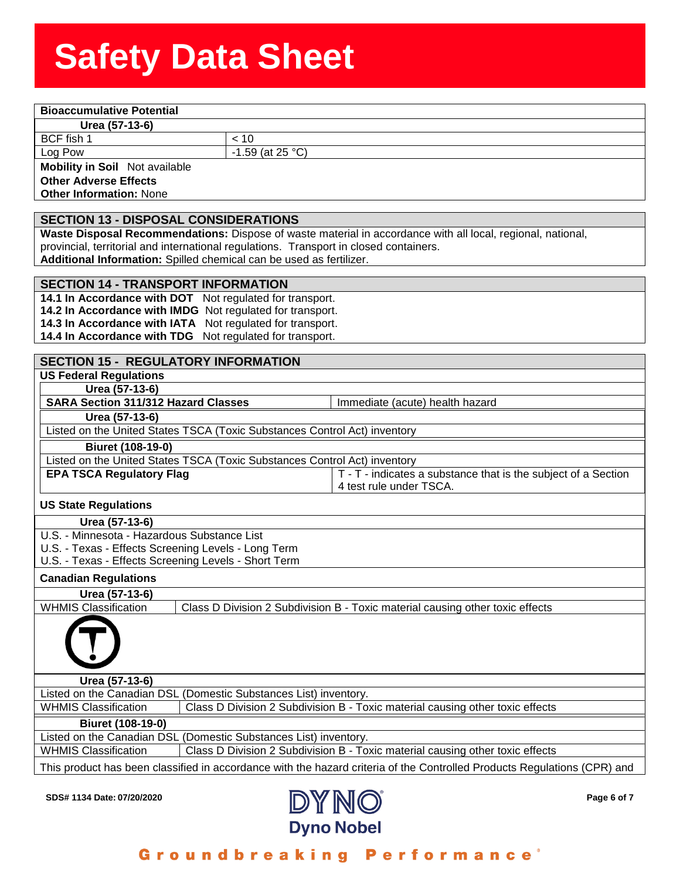**Bioaccumulative Potential**

**Urea (57-13-6)**

| | |
|---|---|
| BCF fish 1 | < 10 |
| Log Pow | -1.59 (at 25 °C) |

**Mobility in Soil** Not available

**Other Adverse Effects**

**Other Information:** None

## SECTION 13 - DISPOSAL CONSIDERATIONS

**Waste Disposal Recommendations:** Dispose of waste material in accordance with all local, regional, national, provincial, territorial and international regulations. Transport in closed containers.

**Additional Information:** Spilled chemical can be used as fertilizer.

## SECTION 14 - TRANSPORT INFORMATION

**14.1 In Accordance with DOT** Not regulated for transport.
**14.2 In Accordance with IMDG** Not regulated for transport.
**14.3 In Accordance with IATA** Not regulated for transport.
**14.4 In Accordance with TDG** Not regulated for transport.

## SECTION 15 - REGULATORY INFORMATION

**US Federal Regulations**

**Urea (57-13-6)**

| | |
|---|---|
| **SARA Section 311/312 Hazard Classes** | Immediate (acute) health hazard |

**Urea (57-13-6)**

Listed on the United States TSCA (Toxic Substances Control Act) inventory

**Biuret (108-19-0)**

Listed on the United States TSCA (Toxic Substances Control Act) inventory

| | |
|---|---|
| **EPA TSCA Regulatory Flag** | T - T - indicates a substance that is the subject of a Section 4 test rule under TSCA. |

**US State Regulations**

**Urea (57-13-6)**

U.S. - Minnesota - Hazardous Substance List
U.S. - Texas - Effects Screening Levels - Long Term
U.S. - Texas - Effects Screening Levels - Short Term

**Canadian Regulations**

**Urea (57-13-6)**

| | |
|---|---|
| WHMIS Classification | Class D Division 2 Subdivision B - Toxic material causing other toxic effects |

**Urea (57-13-6)**

Listed on the Canadian DSL (Domestic Substances List) inventory.

| | |
|---|---|
| WHMIS Classification | Class D Division 2 Subdivision B - Toxic material causing other toxic effects |

**Biuret (108-19-0)**

Listed on the Canadian DSL (Domestic Substances List) inventory.

| | |
|---|---|
| WHMIS Classification | Class D Division 2 Subdivision B - Toxic material causing other toxic effects |

This product has been classified in accordance with the hazard criteria of the Controlled Products Regulations (CPR) and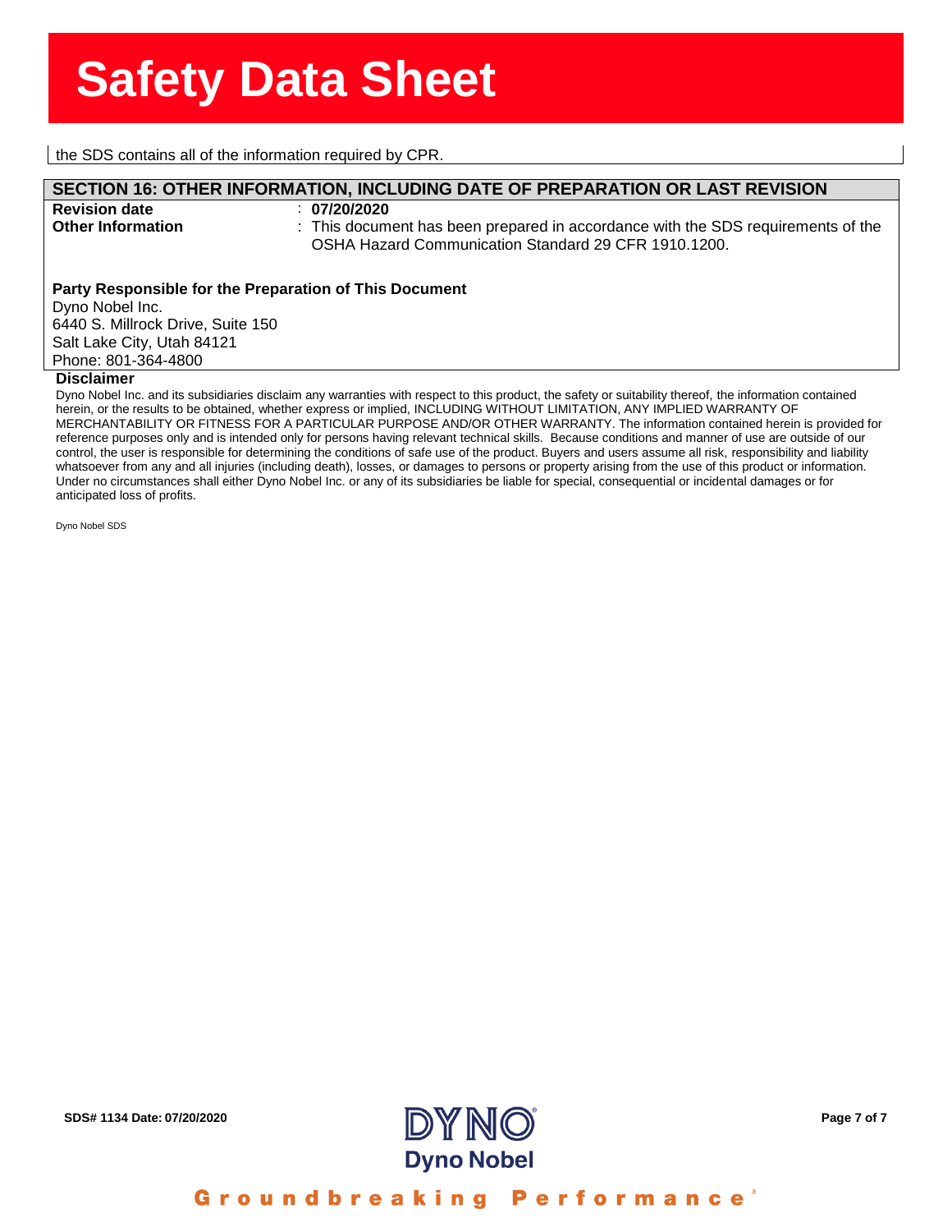the SDS contains all of the information required by CPR.

## SECTION 16: OTHER INFORMATION, INCLUDING DATE OF PREPARATION OR LAST REVISION

**Revision date** : **07/20/2020**

**Other Information** : This document has been prepared in accordance with the SDS requirements of the OSHA Hazard Communication Standard 29 CFR 1910.1200.

**Party Responsible for the Preparation of This Document**

Dyno Nobel Inc.
6440 S. Millrock Drive, Suite 150
Salt Lake City, Utah 84121
Phone: 801-364-4800

**Disclaimer**

Dyno Nobel Inc. and its subsidiaries disclaim any warranties with respect to this product, the safety or suitability thereof, the information contained herein, or the results to be obtained, whether express or implied, INCLUDING WITHOUT LIMITATION, ANY IMPLIED WARRANTY OF MERCHANTABILITY OR FITNESS FOR A PARTICULAR PURPOSE AND/OR OTHER WARRANTY. The information contained herein is provided for reference purposes only and is intended only for persons having relevant technical skills. Because conditions and manner of use are outside of our control, the user is responsible for determining the conditions of safe use of the product. Buyers and users assume all risk, responsibility and liability whatsoever from any and all injuries (including death), losses, or damages to persons or property arising from the use of this product or information. Under no circumstances shall either Dyno Nobel Inc. or any of its subsidiaries be liable for special, consequential or incidental damages or for anticipated loss of profits.

Dyno Nobel SDS